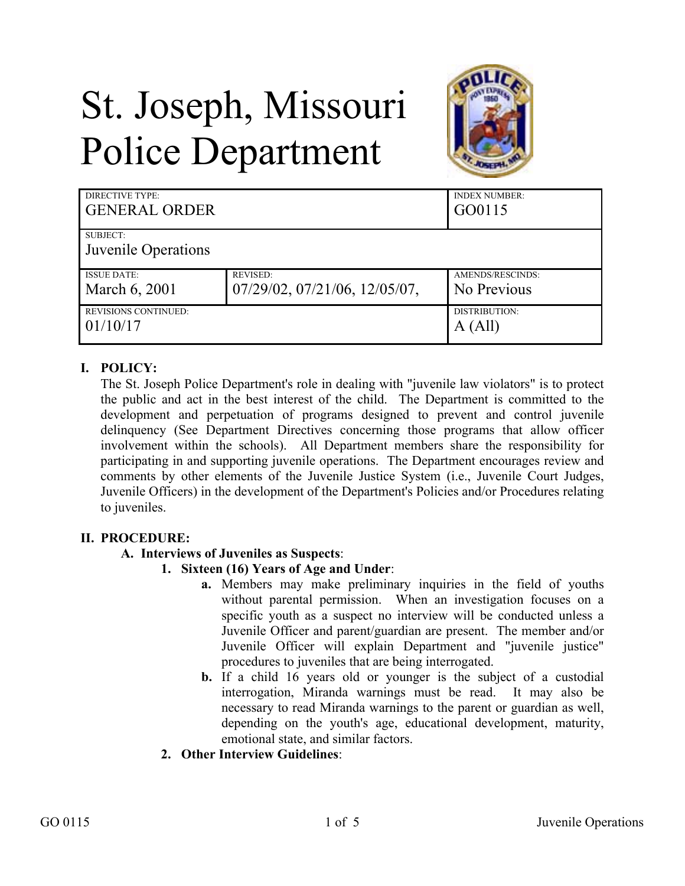# St. Joseph, Missouri Police Department

| DIRECTIVE TYPE: GENERAL ORDER | | INDEX NUMBER: GO0115 |
|---|---|---|
| SUBJECT: Juvenile Operations | | |
| ISSUE DATE: March 6, 2001 | REVISED: 07/29/02, 07/21/06, 12/05/07, | AMENDS/RESCINDS: No Previous |
| REVISIONS CONTINUED: 01/10/17 | | DISTRIBUTION: A (All) |

## I. POLICY:

The St. Joseph Police Department's role in dealing with "juvenile law violators" is to protect the public and act in the best interest of the child. The Department is committed to the development and perpetuation of programs designed to prevent and control juvenile delinquency (See Department Directives concerning those programs that allow officer involvement within the schools). All Department members share the responsibility for participating in and supporting juvenile operations. The Department encourages review and comments by other elements of the Juvenile Justice System (i.e., Juvenile Court Judges, Juvenile Officers) in the development of the Department's Policies and/or Procedures relating to juveniles.

## II. PROCEDURE:

### A. Interviews of Juveniles as Suspects:

#### 1. Sixteen (16) Years of Age and Under:

**a.** Members may make preliminary inquiries in the field of youths without parental permission. When an investigation focuses on a specific youth as a suspect no interview will be conducted unless a Juvenile Officer and parent/guardian are present. The member and/or Juvenile Officer will explain Department and "juvenile justice" procedures to juveniles that are being interrogated.

**b.** If a child 16 years old or younger is the subject of a custodial interrogation, Miranda warnings must be read. It may also be necessary to read Miranda warnings to the parent or guardian as well, depending on the youth's age, educational development, maturity, emotional state, and similar factors.

#### 2. Other Interview Guidelines: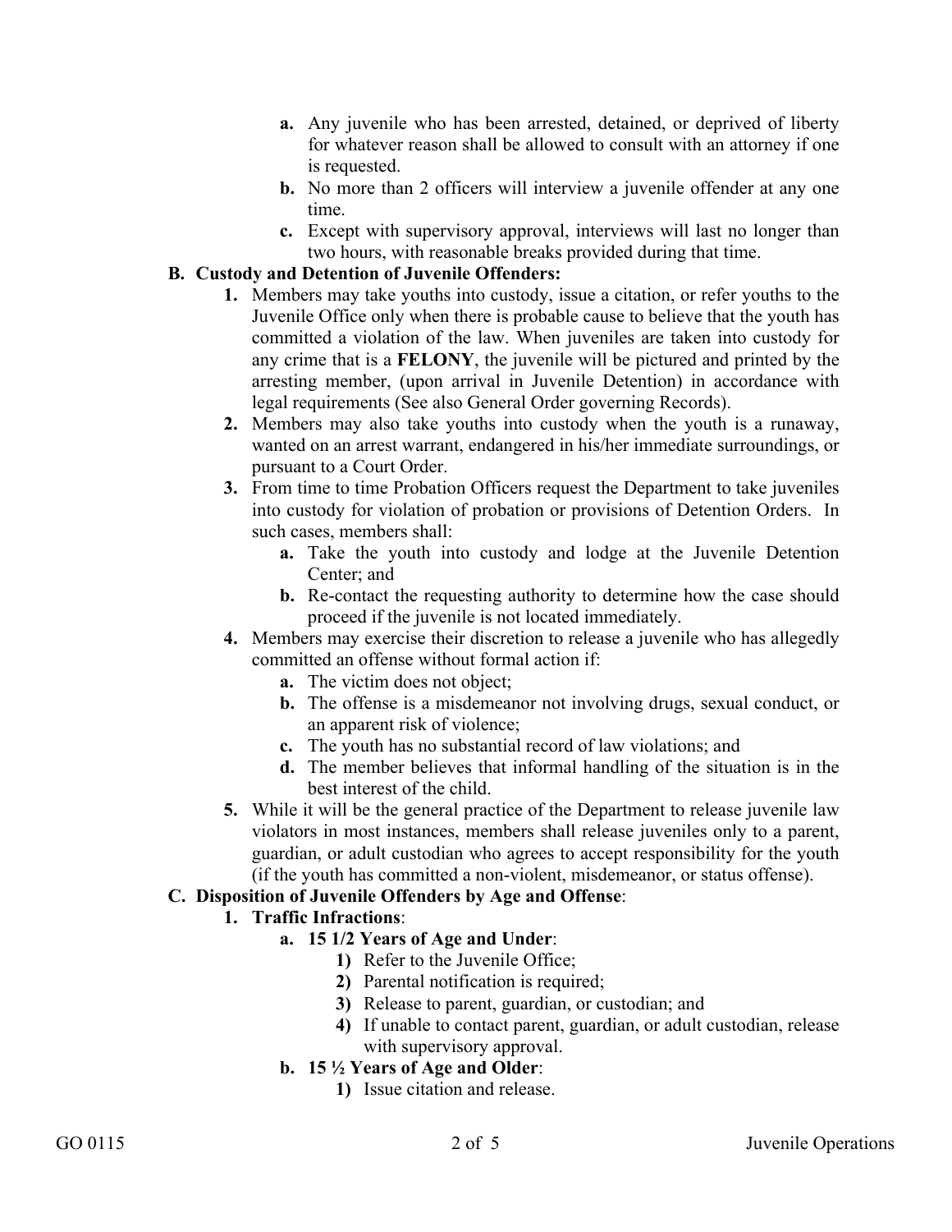- **a.** Any juvenile who has been arrested, detained, or deprived of liberty for whatever reason shall be allowed to consult with an attorney if one is requested.
- **b.** No more than 2 officers will interview a juvenile offender at any one time.
- **c.** Except with supervisory approval, interviews will last no longer than two hours, with reasonable breaks provided during that time.

**B. Custody and Detention of Juvenile Offenders:**

1. Members may take youths into custody, issue a citation, or refer youths to the Juvenile Office only when there is probable cause to believe that the youth has committed a violation of the law. When juveniles are taken into custody for any crime that is a **FELONY**, the juvenile will be pictured and printed by the arresting member, (upon arrival in Juvenile Detention) in accordance with legal requirements (See also General Order governing Records).
2. Members may also take youths into custody when the youth is a runaway, wanted on an arrest warrant, endangered in his/her immediate surroundings, or pursuant to a Court Order.
3. From time to time Probation Officers request the Department to take juveniles into custody for violation of probation or provisions of Detention Orders. In such cases, members shall:
   - **a.** Take the youth into custody and lodge at the Juvenile Detention Center; and
   - **b.** Re-contact the requesting authority to determine how the case should proceed if the juvenile is not located immediately.
4. Members may exercise their discretion to release a juvenile who has allegedly committed an offense without formal action if:
   - **a.** The victim does not object;
   - **b.** The offense is a misdemeanor not involving drugs, sexual conduct, or an apparent risk of violence;
   - **c.** The youth has no substantial record of law violations; and
   - **d.** The member believes that informal handling of the situation is in the best interest of the child.
5. While it will be the general practice of the Department to release juvenile law violators in most instances, members shall release juveniles only to a parent, guardian, or adult custodian who agrees to accept responsibility for the youth (if the youth has committed a non-violent, misdemeanor, or status offense).

**C. Disposition of Juvenile Offenders by Age and Offense**:

1. **Traffic Infractions**:
   - **a. 15 1/2 Years of Age and Under**:
     1) Refer to the Juvenile Office;
     2) Parental notification is required;
     3) Release to parent, guardian, or custodian; and
     4) If unable to contact parent, guardian, or adult custodian, release with supervisory approval.
   - **b. 15 ½ Years of Age and Older**:
     1) Issue citation and release.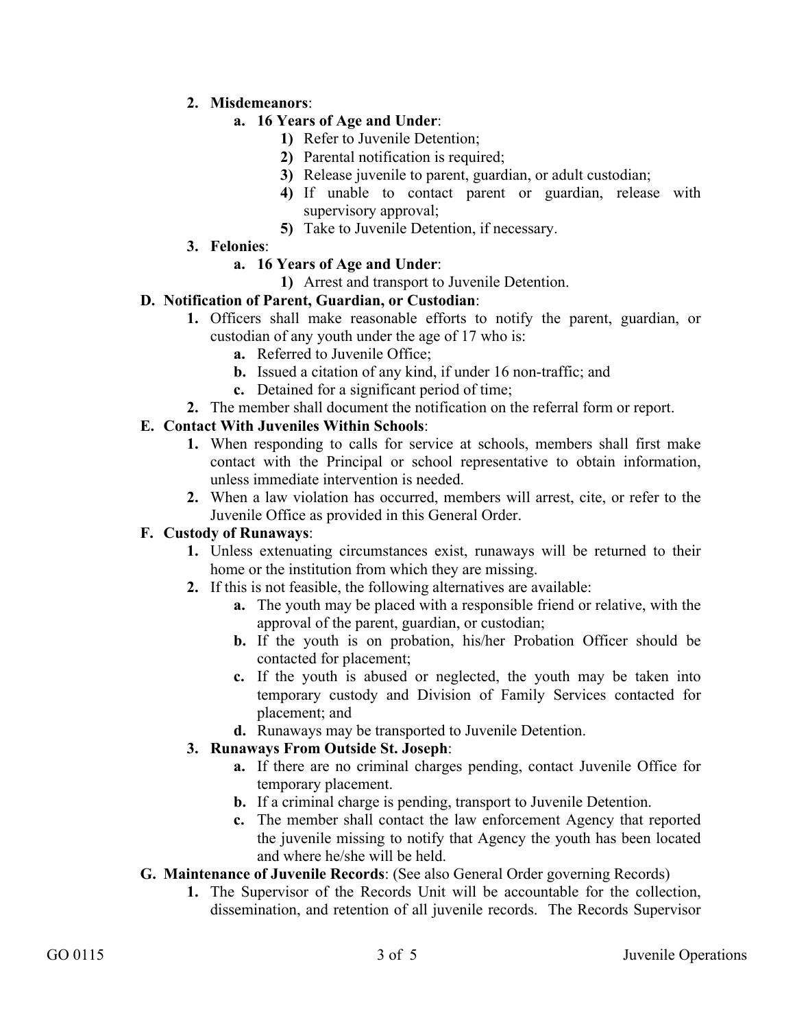2. **Misdemeanors**:
    a. **16 Years of Age and Under**:
        1) Refer to Juvenile Detention;
        2) Parental notification is required;
        3) Release juvenile to parent, guardian, or adult custodian;
        4) If unable to contact parent or guardian, release with supervisory approval;
        5) Take to Juvenile Detention, if necessary.
3. **Felonies**:
    a. **16 Years of Age and Under**:
        1) Arrest and transport to Juvenile Detention.

**D. Notification of Parent, Guardian, or Custodian**:

1. Officers shall make reasonable efforts to notify the parent, guardian, or custodian of any youth under the age of 17 who is:
    a. Referred to Juvenile Office;
    b. Issued a citation of any kind, if under 16 non-traffic; and
    c. Detained for a significant period of time;
2. The member shall document the notification on the referral form or report.

**E. Contact With Juveniles Within Schools**:

1. When responding to calls for service at schools, members shall first make contact with the Principal or school representative to obtain information, unless immediate intervention is needed.
2. When a law violation has occurred, members will arrest, cite, or refer to the Juvenile Office as provided in this General Order.

**F. Custody of Runaways**:

1. Unless extenuating circumstances exist, runaways will be returned to their home or the institution from which they are missing.
2. If this is not feasible, the following alternatives are available:
    a. The youth may be placed with a responsible friend or relative, with the approval of the parent, guardian, or custodian;
    b. If the youth is on probation, his/her Probation Officer should be contacted for placement;
    c. If the youth is abused or neglected, the youth may be taken into temporary custody and Division of Family Services contacted for placement; and
    d. Runaways may be transported to Juvenile Detention.
3. **Runaways From Outside St. Joseph**:
    a. If there are no criminal charges pending, contact Juvenile Office for temporary placement.
    b. If a criminal charge is pending, transport to Juvenile Detention.
    c. The member shall contact the law enforcement Agency that reported the juvenile missing to notify that Agency the youth has been located and where he/she will be held.

**G. Maintenance of Juvenile Records**: (See also General Order governing Records)

1. The Supervisor of the Records Unit will be accountable for the collection, dissemination, and retention of all juvenile records. The Records Supervisor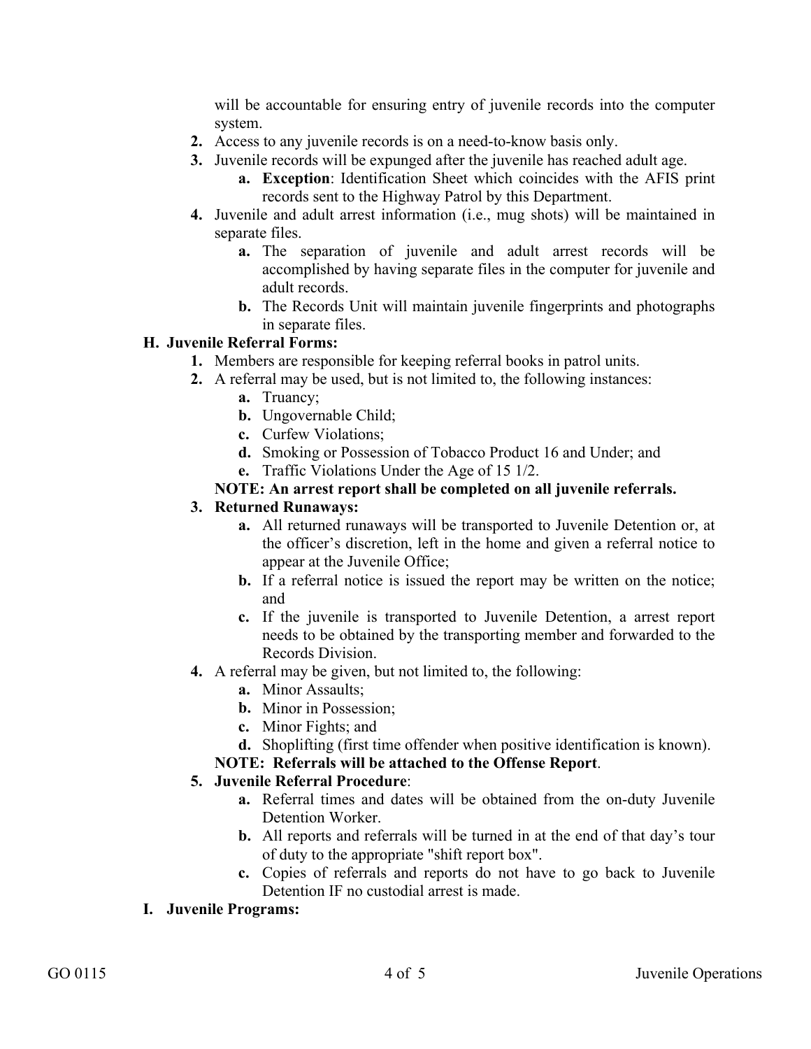will be accountable for ensuring entry of juvenile records into the computer system.

2. Access to any juvenile records is on a need-to-know basis only.
3. Juvenile records will be expunged after the juvenile has reached adult age.
    a. **Exception**: Identification Sheet which coincides with the AFIS print records sent to the Highway Patrol by this Department.
4. Juvenile and adult arrest information (i.e., mug shots) will be maintained in separate files.
    a. The separation of juvenile and adult arrest records will be accomplished by having separate files in the computer for juvenile and adult records.
    b. The Records Unit will maintain juvenile fingerprints and photographs in separate files.

**H. Juvenile Referral Forms:**

1. Members are responsible for keeping referral books in patrol units.
2. A referral may be used, but is not limited to, the following instances:
    a. Truancy;
    b. Ungovernable Child;
    c. Curfew Violations;
    d. Smoking or Possession of Tobacco Product 16 and Under; and
    e. Traffic Violations Under the Age of 15 1/2.

   **NOTE: An arrest report shall be completed on all juvenile referrals.**

3. **Returned Runaways:**
    a. All returned runaways will be transported to Juvenile Detention or, at the officer's discretion, left in the home and given a referral notice to appear at the Juvenile Office;
    b. If a referral notice is issued the report may be written on the notice; and
    c. If the juvenile is transported to Juvenile Detention, a arrest report needs to be obtained by the transporting member and forwarded to the Records Division.
4. A referral may be given, but not limited to, the following:
    a. Minor Assaults;
    b. Minor in Possession;
    c. Minor Fights; and
    d. Shoplifting (first time offender when positive identification is known).

   **NOTE: Referrals will be attached to the Offense Report**.

5. **Juvenile Referral Procedure**:
    a. Referral times and dates will be obtained from the on-duty Juvenile Detention Worker.
    b. All reports and referrals will be turned in at the end of that day's tour of duty to the appropriate "shift report box".
    c. Copies of referrals and reports do not have to go back to Juvenile Detention IF no custodial arrest is made.

**I. Juvenile Programs:**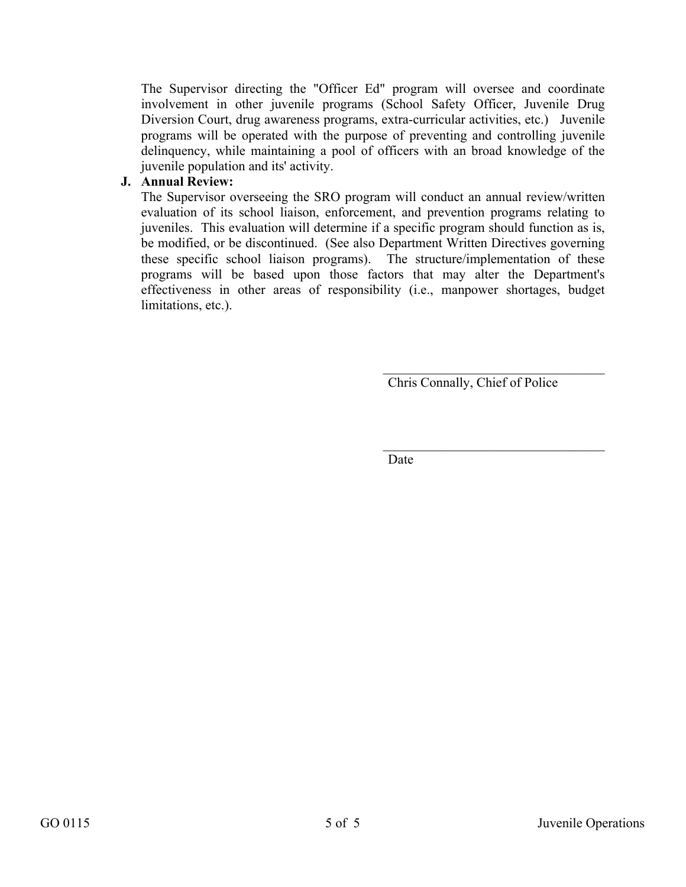The Supervisor directing the "Officer Ed" program will oversee and coordinate involvement in other juvenile programs (School Safety Officer, Juvenile Drug Diversion Court, drug awareness programs, extra-curricular activities, etc.) Juvenile programs will be operated with the purpose of preventing and controlling juvenile delinquency, while maintaining a pool of officers with an broad knowledge of the juvenile population and its' activity.

**J. Annual Review:**

The Supervisor overseeing the SRO program will conduct an annual review/written evaluation of its school liaison, enforcement, and prevention programs relating to juveniles. This evaluation will determine if a specific program should function as is, be modified, or be discontinued. (See also Department Written Directives governing these specific school liaison programs). The structure/implementation of these programs will be based upon those factors that may alter the Department's effectiveness in other areas of responsibility (i.e., manpower shortages, budget limitations, etc.).

\_\_\_\_\_\_\_\_\_\_\_\_\_\_\_\_\_\_\_\_\_\_\_\_\_\_\_\_\_\_\_\_

Chris Connally, Chief of Police

\_\_\_\_\_\_\_\_\_\_\_\_\_\_\_\_\_\_\_\_\_\_\_\_\_\_\_\_\_\_\_\_

Date